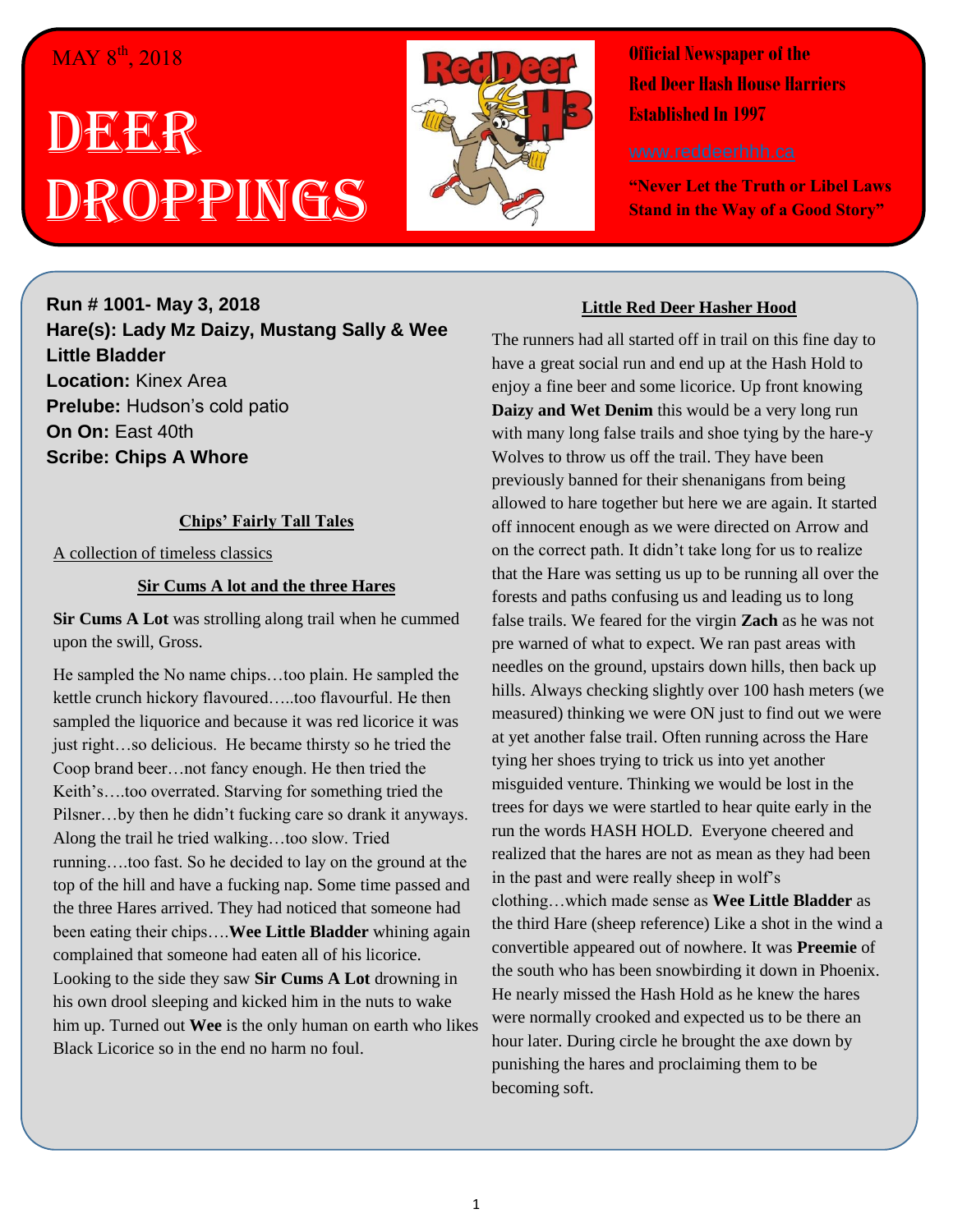MAY 8th, 2018

# DEER DROPPINGS

**Official Newspaper of the Red Deer Hash House Harriers Established In 1997**

www.reddeerhhh.ca

**"Never Let the Truth or Libel Laws Stand in the Way of a Good Story"**

**Run # 1001- May 3, 2018**
**Hare(s): Lady Mz Daizy, Mustang Sally & Wee Little Bladder**
**Location:** Kinex Area
**Prelube:** Hudson's cold patio
**On On:** East 40th
**Scribe: Chips A Whore**

## Chips' Fairly Tall Tales

A collection of timeless classics

### Sir Cums A lot and the three Hares

**Sir Cums A Lot** was strolling along trail when he cummed upon the swill, Gross.

He sampled the No name chips…too plain. He sampled the kettle crunch hickory flavoured…..too flavourful. He then sampled the liquorice and because it was red licorice it was just right…so delicious. He became thirsty so he tried the Coop brand beer…not fancy enough. He then tried the Keith's….too overrated. Starving for something tried the Pilsner…by then he didn't fucking care so drank it anyways. Along the trail he tried walking…too slow. Tried running….too fast. So he decided to lay on the ground at the top of the hill and have a fucking nap. Some time passed and the three Hares arrived. They had noticed that someone had been eating their chips….**Wee Little Bladder** whining again complained that someone had eaten all of his licorice. Looking to the side they saw **Sir Cums A Lot** drowning in his own drool sleeping and kicked him in the nuts to wake him up. Turned out **Wee** is the only human on earth who likes Black Licorice so in the end no harm no foul.

## Little Red Deer Hasher Hood

The runners had all started off in trail on this fine day to have a great social run and end up at the Hash Hold to enjoy a fine beer and some licorice. Up front knowing **Daizy and Wet Denim** this would be a very long run with many long false trails and shoe tying by the hare-y Wolves to throw us off the trail. They have been previously banned for their shenanigans from being allowed to hare together but here we are again. It started off innocent enough as we were directed on Arrow and on the correct path. It didn't take long for us to realize that the Hare was setting us up to be running all over the forests and paths confusing us and leading us to long false trails. We feared for the virgin **Zach** as he was not pre warned of what to expect. We ran past areas with needles on the ground, upstairs down hills, then back up hills. Always checking slightly over 100 hash meters (we measured) thinking we were ON just to find out we were at yet another false trail. Often running across the Hare tying her shoes trying to trick us into yet another misguided venture. Thinking we would be lost in the trees for days we were startled to hear quite early in the run the words HASH HOLD. Everyone cheered and realized that the hares are not as mean as they had been in the past and were really sheep in wolf's clothing…which made sense as **Wee Little Bladder** as the third Hare (sheep reference) Like a shot in the wind a convertible appeared out of nowhere. It was **Preemie** of the south who has been snowbirding it down in Phoenix. He nearly missed the Hash Hold as he knew the hares were normally crooked and expected us to be there an hour later. During circle he brought the axe down by punishing the hares and proclaiming them to be becoming soft.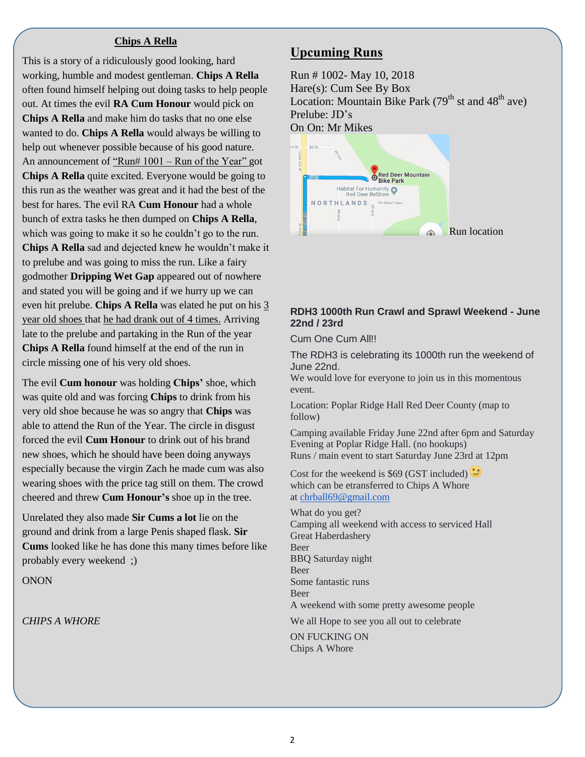## Chips A Rella

This is a story of a ridiculously good looking, hard working, humble and modest gentleman. **Chips A Rella** often found himself helping out doing tasks to help people out. At times the evil **RA Cum Honour** would pick on **Chips A Rella** and make him do tasks that no one else wanted to do. **Chips A Rella** would always be willing to help out whenever possible because of his good nature. An announcement of "Run# 1001 – Run of the Year" got **Chips A Rella** quite excited. Everyone would be going to this run as the weather was great and it had the best of the best for hares. The evil RA **Cum Honour** had a whole bunch of extra tasks he then dumped on **Chips A Rella**, which was going to make it so he couldn't go to the run. **Chips A Rella** sad and dejected knew he wouldn't make it to prelube and was going to miss the run. Like a fairy godmother **Dripping Wet Gap** appeared out of nowhere and stated you will be going and if we hurry up we can even hit prelube. **Chips A Rella** was elated he put on his 3 year old shoes that he had drank out of 4 times. Arriving late to the prelube and partaking in the Run of the year **Chips A Rella** found himself at the end of the run in circle missing one of his very old shoes.

The evil **Cum honour** was holding **Chips'** shoe, which was quite old and was forcing **Chips** to drink from his very old shoe because he was so angry that **Chips** was able to attend the Run of the Year. The circle in disgust forced the evil **Cum Honour** to drink out of his brand new shoes, which he should have been doing anyways especially because the virgin Zach he made cum was also wearing shoes with the price tag still on them. The crowd cheered and threw **Cum Honour's** shoe up in the tree.

Unrelated they also made **Sir Cums a lot** lie on the ground and drink from a large Penis shaped flask. **Sir Cums** looked like he has done this many times before like probably every weekend ;)

ONON

*CHIPS A WHORE*

## Upcuming Runs

Run # 1002- May 10, 2018
Hare(s): Cum See By Box
Location: Mountain Bike Park (79th st and 48th ave)
Prelube: JD's
On On: Mr Mikes

Run location

### RDH3 1000th Run Crawl and Sprawl Weekend - June 22nd / 23rd

Cum One Cum All!!

The RDH3 is celebrating its 1000th run the weekend of June 22nd.
We would love for everyone to join us in this momentous event.

Location: Poplar Ridge Hall Red Deer County (map to follow)

Camping available Friday June 22nd after 6pm and Saturday Evening at Poplar Ridge Hall. (no hookups)
Runs / main event to start Saturday June 23rd at 12pm

Cost for the weekend is $69 (GST included) 😉
which can be etransferred to Chips A Whore
at chrball69@gmail.com

What do you get?
Camping all weekend with access to serviced Hall
Great Haberdashery
Beer
BBQ Saturday night
Beer
Some fantastic runs
Beer
A weekend with some pretty awesome people

We all Hope to see you all out to celebrate

ON FUCKING ON
Chips A Whore